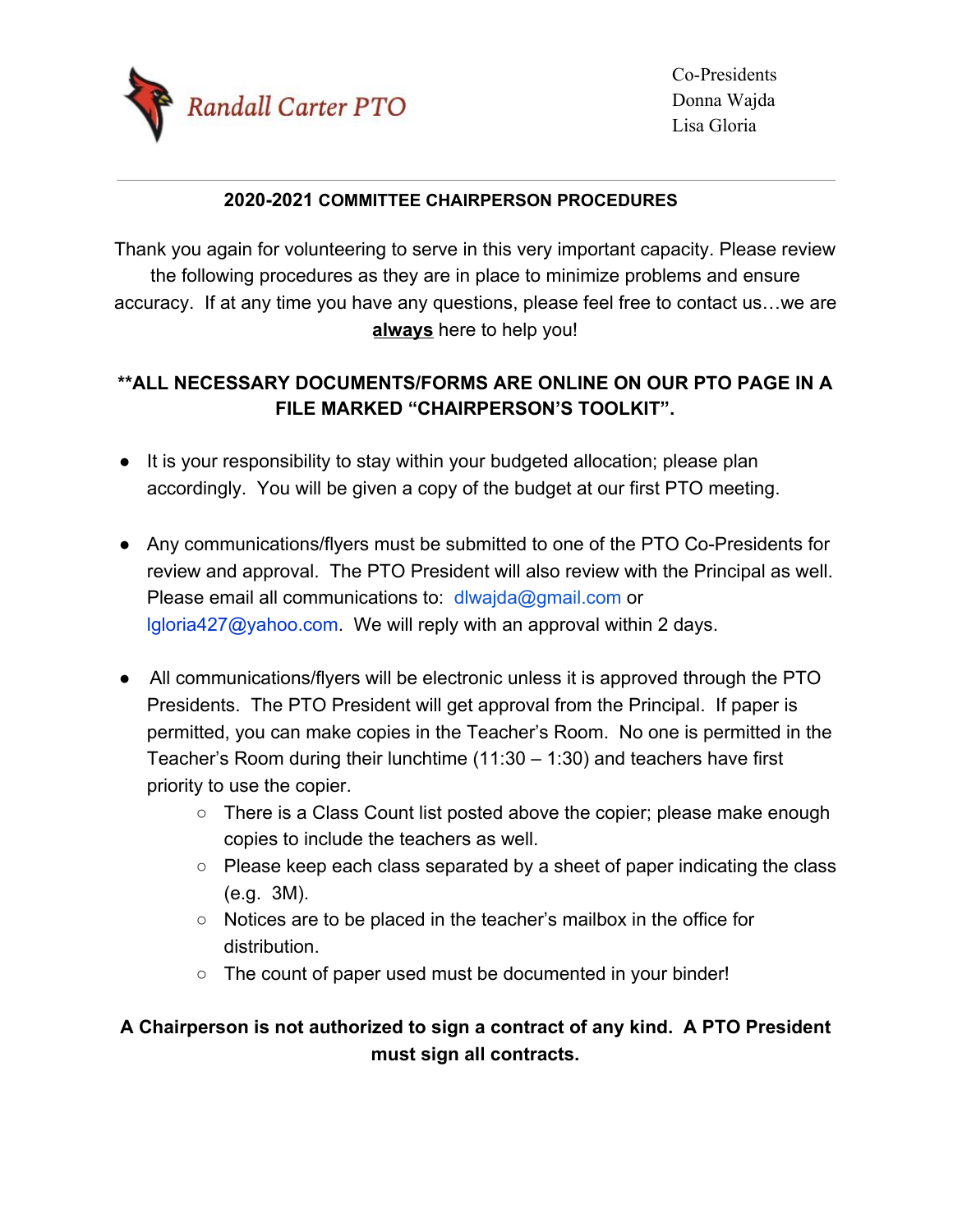Randall Carter PTO

Co-Presidents
Donna Wajda
Lisa Gloria

---

**2020-2021 COMMITTEE CHAIRPERSON PROCEDURES**

Thank you again for volunteering to serve in this very important capacity. Please review the following procedures as they are in place to minimize problems and ensure accuracy. If at any time you have any questions, please feel free to contact us…we are **always** here to help you!

**\*\*ALL NECESSARY DOCUMENTS/FORMS ARE ONLINE ON OUR PTO PAGE IN A FILE MARKED "CHAIRPERSON'S TOOLKIT".**

- It is your responsibility to stay within your budgeted allocation; please plan accordingly. You will be given a copy of the budget at our first PTO meeting.

- Any communications/flyers must be submitted to one of the PTO Co-Presidents for review and approval. The PTO President will also review with the Principal as well. Please email all communications to: dlwajda@gmail.com or lgloria427@yahoo.com. We will reply with an approval within 2 days.

- All communications/flyers will be electronic unless it is approved through the PTO Presidents. The PTO President will get approval from the Principal. If paper is permitted, you can make copies in the Teacher's Room. No one is permitted in the Teacher's Room during their lunchtime (11:30 – 1:30) and teachers have first priority to use the copier.
  - There is a Class Count list posted above the copier; please make enough copies to include the teachers as well.
  - Please keep each class separated by a sheet of paper indicating the class (e.g. 3M).
  - Notices are to be placed in the teacher's mailbox in the office for distribution.
  - The count of paper used must be documented in your binder!

**A Chairperson is not authorized to sign a contract of any kind. A PTO President must sign all contracts.**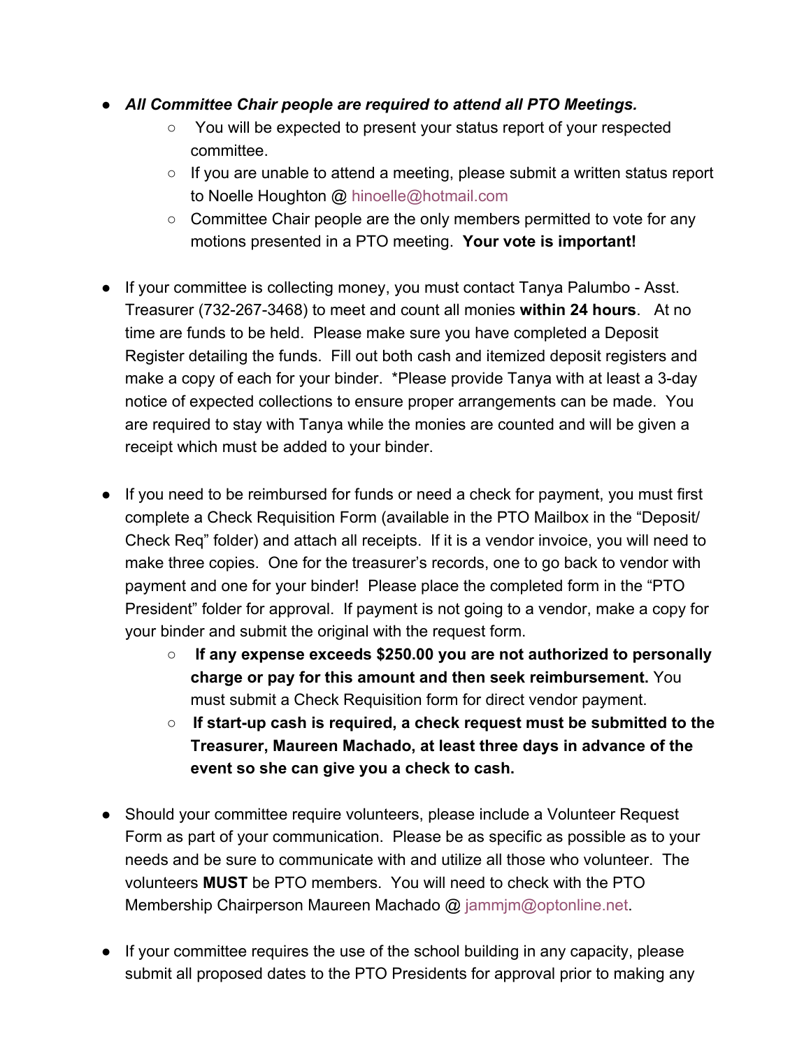- ***All Committee Chair people are required to attend all PTO Meetings.***
  - You will be expected to present your status report of your respected committee.
  - If you are unable to attend a meeting, please submit a written status report to Noelle Houghton @ hinoelle@hotmail.com
  - Committee Chair people are the only members permitted to vote for any motions presented in a PTO meeting. **Your vote is important!**

- If your committee is collecting money, you must contact Tanya Palumbo - Asst. Treasurer (732-267-3468) to meet and count all monies **within 24 hours**. At no time are funds to be held. Please make sure you have completed a Deposit Register detailing the funds. Fill out both cash and itemized deposit registers and make a copy of each for your binder. *Please provide Tanya with at least a 3-day notice of expected collections to ensure proper arrangements can be made. You are required to stay with Tanya while the monies are counted and will be given a receipt which must be added to your binder.

- If you need to be reimbursed for funds or need a check for payment, you must first complete a Check Requisition Form (available in the PTO Mailbox in the "Deposit/ Check Req" folder) and attach all receipts. If it is a vendor invoice, you will need to make three copies. One for the treasurer's records, one to go back to vendor with payment and one for your binder! Please place the completed form in the "PTO President" folder for approval. If payment is not going to a vendor, make a copy for your binder and submit the original with the request form.
  - **If any expense exceeds $250.00 you are not authorized to personally charge or pay for this amount and then seek reimbursement.** You must submit a Check Requisition form for direct vendor payment.
  - **If start-up cash is required, a check request must be submitted to the Treasurer, Maureen Machado, at least three days in advance of the event so she can give you a check to cash.**

- Should your committee require volunteers, please include a Volunteer Request Form as part of your communication. Please be as specific as possible as to your needs and be sure to communicate with and utilize all those who volunteer. The volunteers **MUST** be PTO members. You will need to check with the PTO Membership Chairperson Maureen Machado @ jammjm@optonline.net.

- If your committee requires the use of the school building in any capacity, please submit all proposed dates to the PTO Presidents for approval prior to making any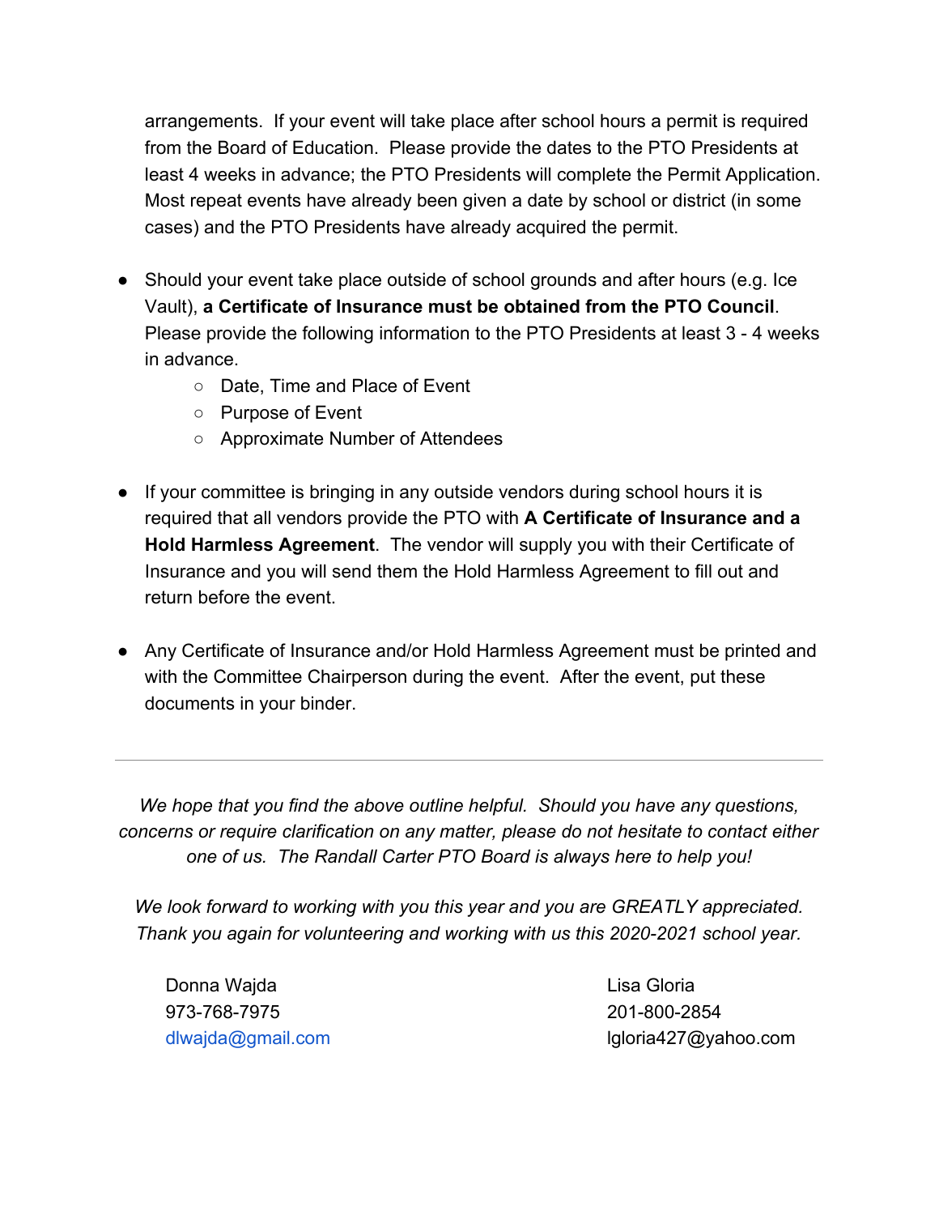arrangements. If your event will take place after school hours a permit is required from the Board of Education. Please provide the dates to the PTO Presidents at least 4 weeks in advance; the PTO Presidents will complete the Permit Application. Most repeat events have already been given a date by school or district (in some cases) and the PTO Presidents have already acquired the permit.

- Should your event take place outside of school grounds and after hours (e.g. Ice Vault), **a Certificate of Insurance must be obtained from the PTO Council**. Please provide the following information to the PTO Presidents at least 3 - 4 weeks in advance.
    - Date, Time and Place of Event
    - Purpose of Event
    - Approximate Number of Attendees

- If your committee is bringing in any outside vendors during school hours it is required that all vendors provide the PTO with **A Certificate of Insurance and a Hold Harmless Agreement**. The vendor will supply you with their Certificate of Insurance and you will send them the Hold Harmless Agreement to fill out and return before the event.

- Any Certificate of Insurance and/or Hold Harmless Agreement must be printed and with the Committee Chairperson during the event. After the event, put these documents in your binder.

---

*We hope that you find the above outline helpful. Should you have any questions, concerns or require clarification on any matter, please do not hesitate to contact either one of us. The Randall Carter PTO Board is always here to help you!*

*We look forward to working with you this year and you are GREATLY appreciated. Thank you again for volunteering and working with us this 2020-2021 school year.*

Donna Wajda
973-768-7975
dlwajda@gmail.com

Lisa Gloria
201-800-2854
lgloria427@yahoo.com